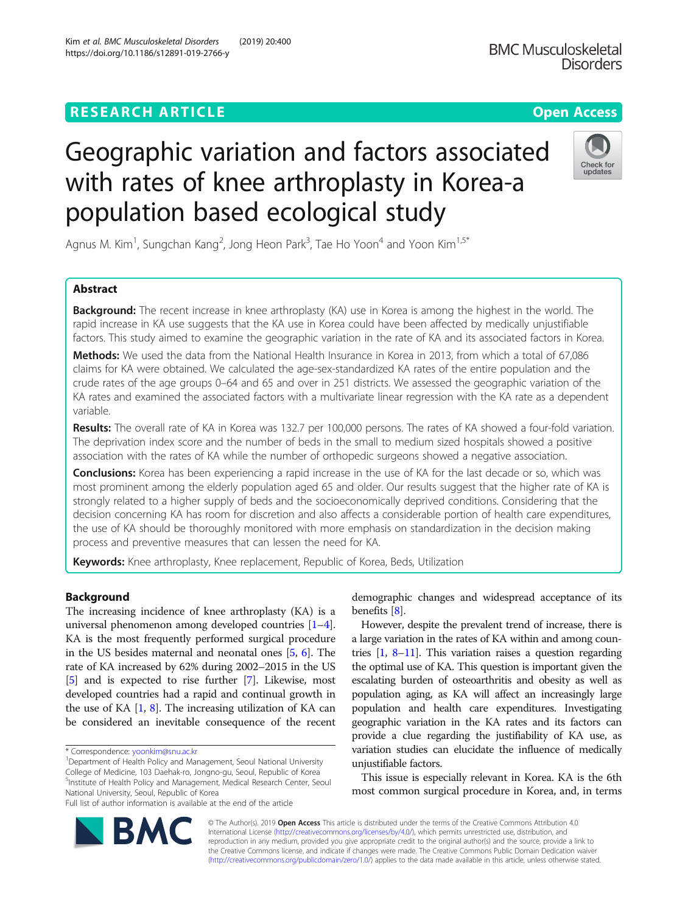RESEARCH ARTICLE

Open Access

# Geographic variation and factors associated with rates of knee arthroplasty in Korea-a population based ecological study

Agnus M. Kim[1], Sungchan Kang[2], Jong Heon Park[3], Tae Ho Yoon[4] and Yoon Kim[1,5*]

## Abstract

**Background:** The recent increase in knee arthroplasty (KA) use in Korea is among the highest in the world. The rapid increase in KA use suggests that the KA use in Korea could have been affected by medically unjustifiable factors. This study aimed to examine the geographic variation in the rate of KA and its associated factors in Korea.

**Methods:** We used the data from the National Health Insurance in Korea in 2013, from which a total of 67,086 claims for KA were obtained. We calculated the age-sex-standardized KA rates of the entire population and the crude rates of the age groups 0–64 and 65 and over in 251 districts. We assessed the geographic variation of the KA rates and examined the associated factors with a multivariate linear regression with the KA rate as a dependent variable.

**Results:** The overall rate of KA in Korea was 132.7 per 100,000 persons. The rates of KA showed a four-fold variation. The deprivation index score and the number of beds in the small to medium sized hospitals showed a positive association with the rates of KA while the number of orthopedic surgeons showed a negative association.

**Conclusions:** Korea has been experiencing a rapid increase in the use of KA for the last decade or so, which was most prominent among the elderly population aged 65 and older. Our results suggest that the higher rate of KA is strongly related to a higher supply of beds and the socioeconomically deprived conditions. Considering that the decision concerning KA has room for discretion and also affects a considerable portion of health care expenditures, the use of KA should be thoroughly monitored with more emphasis on standardization in the decision making process and preventive measures that can lessen the need for KA.

**Keywords:** Knee arthroplasty, Knee replacement, Republic of Korea, Beds, Utilization

## Background

The increasing incidence of knee arthroplasty (KA) is a universal phenomenon among developed countries [1–4]. KA is the most frequently performed surgical procedure in the US besides maternal and neonatal ones [5, 6]. The rate of KA increased by 62% during 2002–2015 in the US [5] and is expected to rise further [7]. Likewise, most developed countries had a rapid and continual growth in the use of KA [1, 8]. The increasing utilization of KA can be considered an inevitable consequence of the recent demographic changes and widespread acceptance of its benefits [8].

However, despite the prevalent trend of increase, there is a large variation in the rates of KA within and among countries [1, 8–11]. This variation raises a question regarding the optimal use of KA. This question is important given the escalating burden of osteoarthritis and obesity as well as population aging, as KA will affect an increasingly large population and health care expenditures. Investigating geographic variation in the KA rates and its factors can provide a clue regarding the justifiability of KA use, as variation studies can elucidate the influence of medically unjustifiable factors.

This issue is especially relevant in Korea. KA is the 6th most common surgical procedure in Korea, and, in terms

\* Correspondence: yoonkim@snu.ac.kr

[1]Department of Health Policy and Management, Seoul National University College of Medicine, 103 Daehak-ro, Jongno-gu, Seoul, Republic of Korea

[5]Institute of Health Policy and Management, Medical Research Center, Seoul National University, Seoul, Republic of Korea

Full list of author information is available at the end of the article

© The Author(s). 2019 **Open Access** This article is distributed under the terms of the Creative Commons Attribution 4.0 International License (http://creativecommons.org/licenses/by/4.0/), which permits unrestricted use, distribution, and reproduction in any medium, provided you give appropriate credit to the original author(s) and the source, provide a link to the Creative Commons license, and indicate if changes were made. The Creative Commons Public Domain Dedication waiver (http://creativecommons.org/publicdomain/zero/1.0/) applies to the data made available in this article, unless otherwise stated.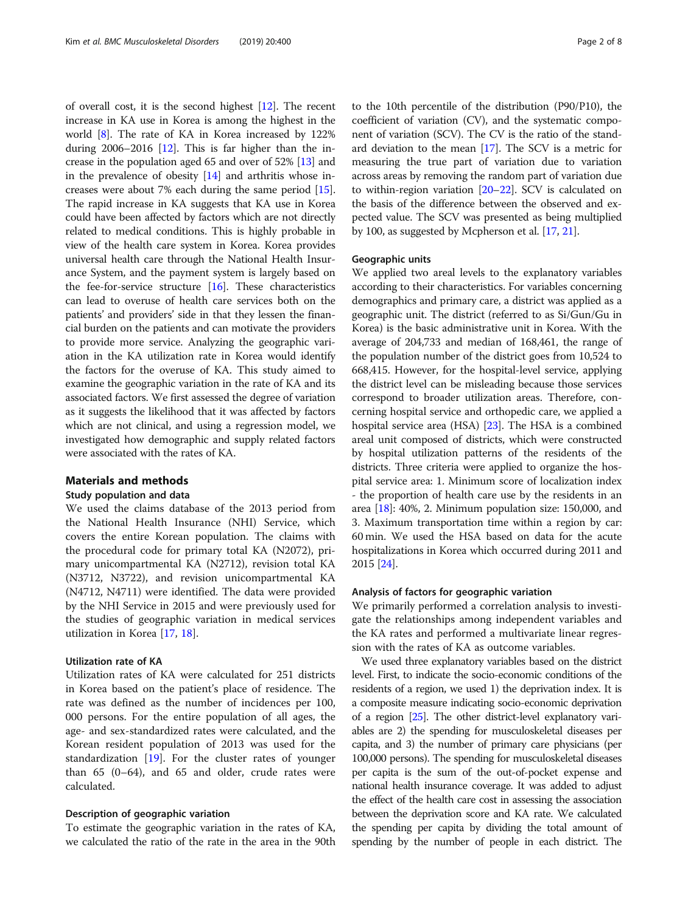of overall cost, it is the second highest [12]. The recent increase in KA use in Korea is among the highest in the world [8]. The rate of KA in Korea increased by 122% during 2006–2016 [12]. This is far higher than the increase in the population aged 65 and over of 52% [13] and in the prevalence of obesity [14] and arthritis whose increases were about 7% each during the same period [15]. The rapid increase in KA suggests that KA use in Korea could have been affected by factors which are not directly related to medical conditions. This is highly probable in view of the health care system in Korea. Korea provides universal health care through the National Health Insurance System, and the payment system is largely based on the fee-for-service structure [16]. These characteristics can lead to overuse of health care services both on the patients' and providers' side in that they lessen the financial burden on the patients and can motivate the providers to provide more service. Analyzing the geographic variation in the KA utilization rate in Korea would identify the factors for the overuse of KA. This study aimed to examine the geographic variation in the rate of KA and its associated factors. We first assessed the degree of variation as it suggests the likelihood that it was affected by factors which are not clinical, and using a regression model, we investigated how demographic and supply related factors were associated with the rates of KA.

## Materials and methods

### Study population and data

We used the claims database of the 2013 period from the National Health Insurance (NHI) Service, which covers the entire Korean population. The claims with the procedural code for primary total KA (N2072), primary unicompartmental KA (N2712), revision total KA (N3712, N3722), and revision unicompartmental KA (N4712, N4711) were identified. The data were provided by the NHI Service in 2015 and were previously used for the studies of geographic variation in medical services utilization in Korea [17, 18].

### Utilization rate of KA

Utilization rates of KA were calculated for 251 districts in Korea based on the patient's place of residence. The rate was defined as the number of incidences per 100,000 persons. For the entire population of all ages, the age- and sex-standardized rates were calculated, and the Korean resident population of 2013 was used for the standardization [19]. For the cluster rates of younger than 65 (0–64), and 65 and older, crude rates were calculated.

### Description of geographic variation

To estimate the geographic variation in the rates of KA, we calculated the ratio of the rate in the area in the 90th to the 10th percentile of the distribution (P90/P10), the coefficient of variation (CV), and the systematic component of variation (SCV). The CV is the ratio of the standard deviation to the mean [17]. The SCV is a metric for measuring the true part of variation due to variation across areas by removing the random part of variation due to within-region variation [20–22]. SCV is calculated on the basis of the difference between the observed and expected value. The SCV was presented as being multiplied by 100, as suggested by Mcpherson et al. [17, 21].

### Geographic units

We applied two areal levels to the explanatory variables according to their characteristics. For variables concerning demographics and primary care, a district was applied as a geographic unit. The district (referred to as Si/Gun/Gu in Korea) is the basic administrative unit in Korea. With the average of 204,733 and median of 168,461, the range of the population number of the district goes from 10,524 to 668,415. However, for the hospital-level service, applying the district level can be misleading because those services correspond to broader utilization areas. Therefore, concerning hospital service and orthopedic care, we applied a hospital service area (HSA) [23]. The HSA is a combined areal unit composed of districts, which were constructed by hospital utilization patterns of the residents of the districts. Three criteria were applied to organize the hospital service area: 1. Minimum score of localization index - the proportion of health care use by the residents in an area [18]: 40%, 2. Minimum population size: 150,000, and 3. Maximum transportation time within a region by car: 60 min. We used the HSA based on data for the acute hospitalizations in Korea which occurred during 2011 and 2015 [24].

### Analysis of factors for geographic variation

We primarily performed a correlation analysis to investigate the relationships among independent variables and the KA rates and performed a multivariate linear regression with the rates of KA as outcome variables.

We used three explanatory variables based on the district level. First, to indicate the socio-economic conditions of the residents of a region, we used 1) the deprivation index. It is a composite measure indicating socio-economic deprivation of a region [25]. The other district-level explanatory variables are 2) the spending for musculoskeletal diseases per capita, and 3) the number of primary care physicians (per 100,000 persons). The spending for musculoskeletal diseases per capita is the sum of the out-of-pocket expense and national health insurance coverage. It was added to adjust the effect of the health care cost in assessing the association between the deprivation score and KA rate. We calculated the spending per capita by dividing the total amount of spending by the number of people in each district. The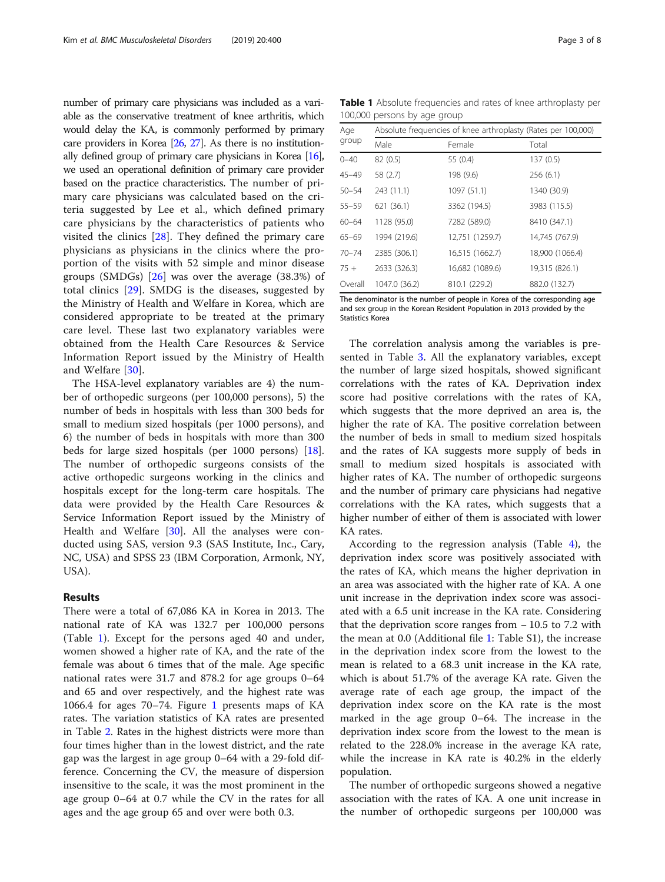number of primary care physicians was included as a variable as the conservative treatment of knee arthritis, which would delay the KA, is commonly performed by primary care providers in Korea [26, 27]. As there is no institutionally defined group of primary care physicians in Korea [16], we used an operational definition of primary care provider based on the practice characteristics. The number of primary care physicians was calculated based on the criteria suggested by Lee et al., which defined primary care physicians by the characteristics of patients who visited the clinics [28]. They defined the primary care physicians as physicians in the clinics where the proportion of the visits with 52 simple and minor disease groups (SMDGs) [26] was over the average (38.3%) of total clinics [29]. SMDG is the diseases, suggested by the Ministry of Health and Welfare in Korea, which are considered appropriate to be treated at the primary care level. These last two explanatory variables were obtained from the Health Care Resources & Service Information Report issued by the Ministry of Health and Welfare [30].

The HSA-level explanatory variables are 4) the number of orthopedic surgeons (per 100,000 persons), 5) the number of beds in hospitals with less than 300 beds for small to medium sized hospitals (per 1000 persons), and 6) the number of beds in hospitals with more than 300 beds for large sized hospitals (per 1000 persons) [18]. The number of orthopedic surgeons consists of the active orthopedic surgeons working in the clinics and hospitals except for the long-term care hospitals. The data were provided by the Health Care Resources & Service Information Report issued by the Ministry of Health and Welfare [30]. All the analyses were conducted using SAS, version 9.3 (SAS Institute, Inc., Cary, NC, USA) and SPSS 23 (IBM Corporation, Armonk, NY, USA).

## Results

There were a total of 67,086 KA in Korea in 2013. The national rate of KA was 132.7 per 100,000 persons (Table 1). Except for the persons aged 40 and under, women showed a higher rate of KA, and the rate of the female was about 6 times that of the male. Age specific national rates were 31.7 and 878.2 for age groups 0–64 and 65 and over respectively, and the highest rate was 1066.4 for ages 70–74. Figure 1 presents maps of KA rates. The variation statistics of KA rates are presented in Table 2. Rates in the highest districts were more than four times higher than in the lowest district, and the rate gap was the largest in age group 0–64 with a 29-fold difference. Concerning the CV, the measure of dispersion insensitive to the scale, it was the most prominent in the age group 0–64 at 0.7 while the CV in the rates for all ages and the age group 65 and over were both 0.3.

**Table 1** Absolute frequencies and rates of knee arthroplasty per 100,000 persons by age group

| Age group | Absolute frequencies of knee arthroplasty (Rates per 100,000) | | |
|---|---|---|---|
| | Male | Female | Total |
| 0–40 | 82 (0.5) | 55 (0.4) | 137 (0.5) |
| 45–49 | 58 (2.7) | 198 (9.6) | 256 (6.1) |
| 50–54 | 243 (11.1) | 1097 (51.1) | 1340 (30.9) |
| 55–59 | 621 (36.1) | 3362 (194.5) | 3983 (115.5) |
| 60–64 | 1128 (95.0) | 7282 (589.0) | 8410 (347.1) |
| 65–69 | 1994 (219.6) | 12,751 (1259.7) | 14,745 (767.9) |
| 70–74 | 2385 (306.1) | 16,515 (1662.7) | 18,900 (1066.4) |
| 75 + | 2633 (326.3) | 16,682 (1089.6) | 19,315 (826.1) |
| Overall | 1047.0 (36.2) | 810.1 (229.2) | 882.0 (132.7) |

The denominator is the number of people in Korea of the corresponding age and sex group in the Korean Resident Population in 2013 provided by the Statistics Korea

The correlation analysis among the variables is presented in Table 3. All the explanatory variables, except the number of large sized hospitals, showed significant correlations with the rates of KA. Deprivation index score had positive correlations with the rates of KA, which suggests that the more deprived an area is, the higher the rate of KA. The positive correlation between the number of beds in small to medium sized hospitals and the rates of KA suggests more supply of beds in small to medium sized hospitals is associated with higher rates of KA. The number of orthopedic surgeons and the number of primary care physicians had negative correlations with the KA rates, which suggests that a higher number of either of them is associated with lower KA rates.

According to the regression analysis (Table 4), the deprivation index score was positively associated with the rates of KA, which means the higher deprivation in an area was associated with the higher rate of KA. A one unit increase in the deprivation index score was associated with a 6.5 unit increase in the KA rate. Considering that the deprivation score ranges from − 10.5 to 7.2 with the mean at 0.0 (Additional file 1: Table S1), the increase in the deprivation index score from the lowest to the mean is related to a 68.3 unit increase in the KA rate, which is about 51.7% of the average KA rate. Given the average rate of each age group, the impact of the deprivation index score on the KA rate is the most marked in the age group 0–64. The increase in the deprivation index score from the lowest to the mean is related to the 228.0% increase in the average KA rate, while the increase in KA rate is 40.2% in the elderly population.

The number of orthopedic surgeons showed a negative association with the rates of KA. A one unit increase in the number of orthopedic surgeons per 100,000 was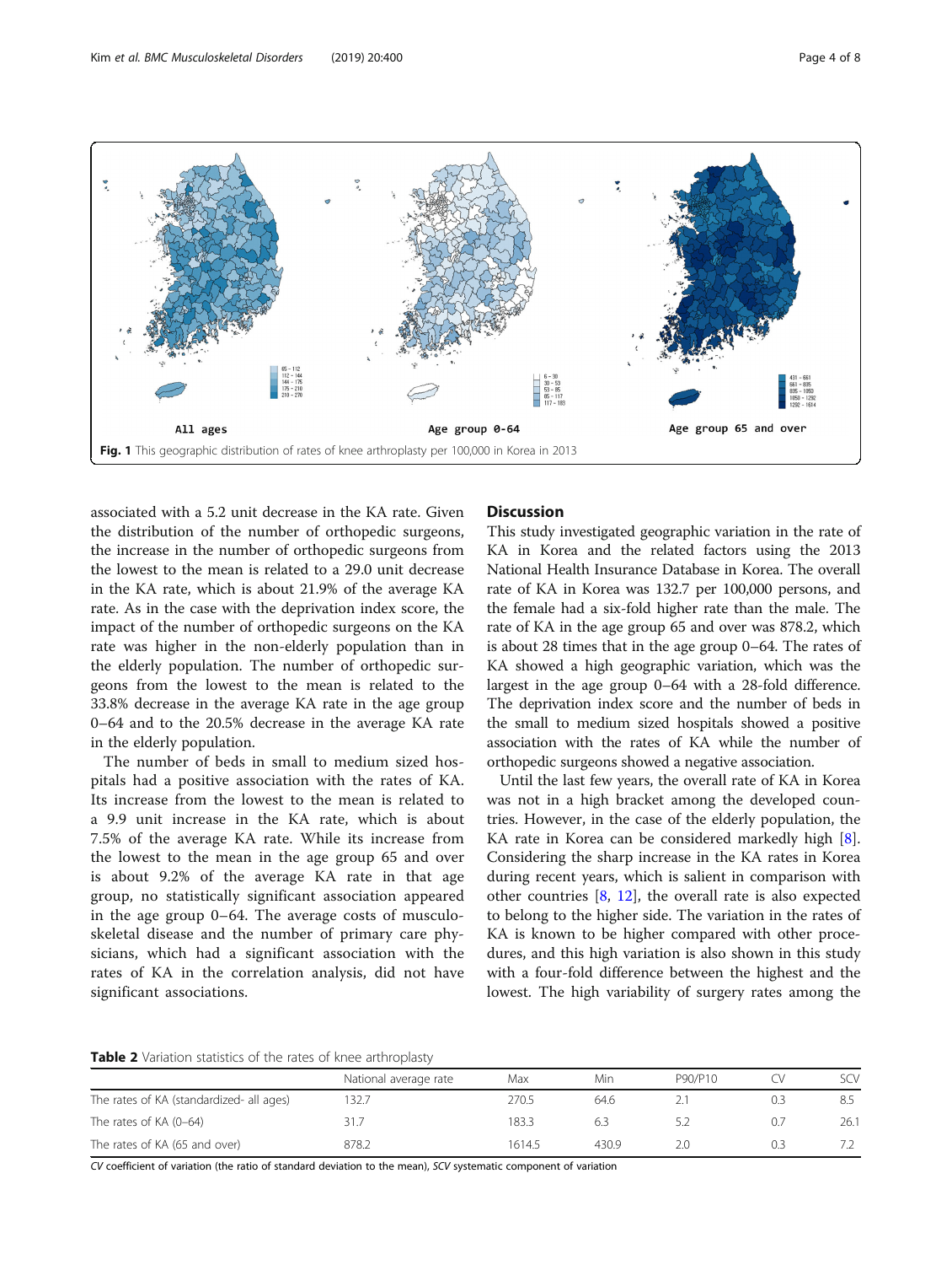Fig. 1 This geographic distribution of rates of knee arthroplasty per 100,000 in Korea in 2013

associated with a 5.2 unit decrease in the KA rate. Given the distribution of the number of orthopedic surgeons, the increase in the number of orthopedic surgeons from the lowest to the mean is related to a 29.0 unit decrease in the KA rate, which is about 21.9% of the average KA rate. As in the case with the deprivation index score, the impact of the number of orthopedic surgeons on the KA rate was higher in the non-elderly population than in the elderly population. The number of orthopedic surgeons from the lowest to the mean is related to the 33.8% decrease in the average KA rate in the age group 0–64 and to the 20.5% decrease in the average KA rate in the elderly population.

The number of beds in small to medium sized hospitals had a positive association with the rates of KA. Its increase from the lowest to the mean is related to a 9.9 unit increase in the KA rate, which is about 7.5% of the average KA rate. While its increase from the lowest to the mean in the age group 65 and over is about 9.2% of the average KA rate in that age group, no statistically significant association appeared in the age group 0–64. The average costs of musculoskeletal disease and the number of primary care physicians, which had a significant association with the rates of KA in the correlation analysis, did not have significant associations.

## Discussion

This study investigated geographic variation in the rate of KA in Korea and the related factors using the 2013 National Health Insurance Database in Korea. The overall rate of KA in Korea was 132.7 per 100,000 persons, and the female had a six-fold higher rate than the male. The rate of KA in the age group 65 and over was 878.2, which is about 28 times that in the age group 0–64. The rates of KA showed a high geographic variation, which was the largest in the age group 0–64 with a 28-fold difference. The deprivation index score and the number of beds in the small to medium sized hospitals showed a positive association with the rates of KA while the number of orthopedic surgeons showed a negative association.

Until the last few years, the overall rate of KA in Korea was not in a high bracket among the developed countries. However, in the case of the elderly population, the KA rate in Korea can be considered markedly high [8]. Considering the sharp increase in the KA rates in Korea during recent years, which is salient in comparison with other countries [8, 12], the overall rate is also expected to belong to the higher side. The variation in the rates of KA is known to be higher compared with other procedures, and this high variation is also shown in this study with a four-fold difference between the highest and the lowest. The high variability of surgery rates among the

**Table 2** Variation statistics of the rates of knee arthroplasty

| | National average rate | Max | Min | P90/P10 | CV | SCV |
|---|---|---|---|---|---|---|
| The rates of KA (standardized- all ages) | 132.7 | 270.5 | 64.6 | 2.1 | 0.3 | 8.5 |
| The rates of KA (0–64) | 31.7 | 183.3 | 6.3 | 5.2 | 0.7 | 26.1 |
| The rates of KA (65 and over) | 878.2 | 1614.5 | 430.9 | 2.0 | 0.3 | 7.2 |

*CV* coefficient of variation (the ratio of standard deviation to the mean), *SCV* systematic component of variation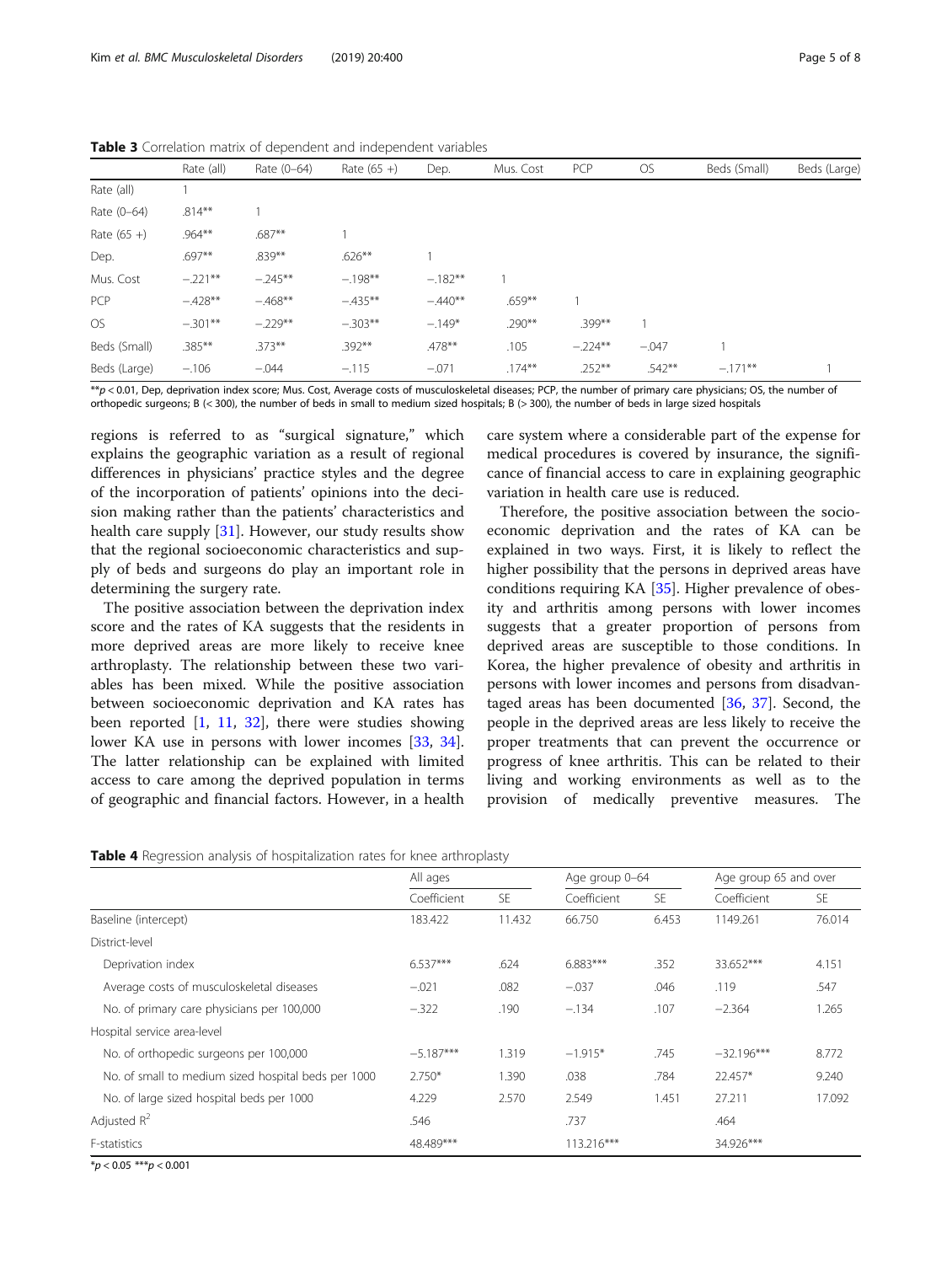**Table 3** Correlation matrix of dependent and independent variables

| | Rate (all) | Rate (0–64) | Rate (65 +) | Dep. | Mus. Cost | PCP | OS | Beds (Small) | Beds (Large) |
|---|---|---|---|---|---|---|---|---|---|
| Rate (all) | 1 | | | | | | | | |
| Rate (0–64) | .814** | 1 | | | | | | | |
| Rate (65 +) | .964** | .687** | 1 | | | | | | |
| Dep. | .697** | .839** | .626** | 1 | | | | | |
| Mus. Cost | −.221** | −.245** | −.198** | −.182** | 1 | | | | |
| PCP | −.428** | −.468** | −.435** | −.440** | .659** | 1 | | | |
| OS | −.301** | −.229** | −.303** | −.149* | .290** | .399** | 1 | | |
| Beds (Small) | .385** | .373** | .392** | .478** | .105 | −.224** | −.047 | 1 | |
| Beds (Large) | −.106 | −.044 | −.115 | −.071 | .174** | .252** | .542** | −.171** | 1 |

**$p < 0.01$, Dep, deprivation index score; Mus. Cost, Average costs of musculoskeletal diseases; PCP, the number of primary care physicians; OS, the number of orthopedic surgeons; B (< 300), the number of beds in small to medium sized hospitals; B (> 300), the number of beds in large sized hospitals

regions is referred to as "surgical signature," which explains the geographic variation as a result of regional differences in physicians' practice styles and the degree of the incorporation of patients' opinions into the decision making rather than the patients' characteristics and health care supply [31]. However, our study results show that the regional socioeconomic characteristics and supply of beds and surgeons do play an important role in determining the surgery rate.

The positive association between the deprivation index score and the rates of KA suggests that the residents in more deprived areas are more likely to receive knee arthroplasty. The relationship between these two variables has been mixed. While the positive association between socioeconomic deprivation and KA rates has been reported [1, 11, 32], there were studies showing lower KA use in persons with lower incomes [33, 34]. The latter relationship can be explained with limited access to care among the deprived population in terms of geographic and financial factors. However, in a health care system where a considerable part of the expense for medical procedures is covered by insurance, the significance of financial access to care in explaining geographic variation in health care use is reduced.

Therefore, the positive association between the socioeconomic deprivation and the rates of KA can be explained in two ways. First, it is likely to reflect the higher possibility that the persons in deprived areas have conditions requiring KA [35]. Higher prevalence of obesity and arthritis among persons with lower incomes suggests that a greater proportion of persons from deprived areas are susceptible to those conditions. In Korea, the higher prevalence of obesity and arthritis in persons with lower incomes and persons from disadvantaged areas has been documented [36, 37]. Second, the people in the deprived areas are less likely to receive the proper treatments that can prevent the occurrence or progress of knee arthritis. This can be related to their living and working environments as well as to the provision of medically preventive measures. The

**Table 4** Regression analysis of hospitalization rates for knee arthroplasty

| | All ages | | Age group 0–64 | | Age group 65 and over | |
|---|---|---|---|---|---|---|
| | Coefficient | SE | Coefficient | SE | Coefficient | SE |
| Baseline (intercept) | 183.422 | 11.432 | 66.750 | 6.453 | 1149.261 | 76.014 |
| District-level | | | | | | |
| Deprivation index | 6.537*** | .624 | 6.883*** | .352 | 33.652*** | 4.151 |
| Average costs of musculoskeletal diseases | −.021 | .082 | −.037 | .046 | .119 | .547 |
| No. of primary care physicians per 100,000 | −.322 | .190 | −.134 | .107 | −2.364 | 1.265 |
| Hospital service area-level | | | | | | |
| No. of orthopedic surgeons per 100,000 | −5.187*** | 1.319 | −1.915* | .745 | −32.196*** | 8.772 |
| No. of small to medium sized hospital beds per 1000 | 2.750* | 1.390 | .038 | .784 | 22.457* | 9.240 |
| No. of large sized hospital beds per 1000 | 4.229 | 2.570 | 2.549 | 1.451 | 27.211 | 17.092 |
| Adjusted $R^2$ | .546 | | .737 | | .464 | |
| F-statistics | 48.489*** | | 113.216*** | | 34.926*** | |

*$p < 0.05$ ***$p < 0.001$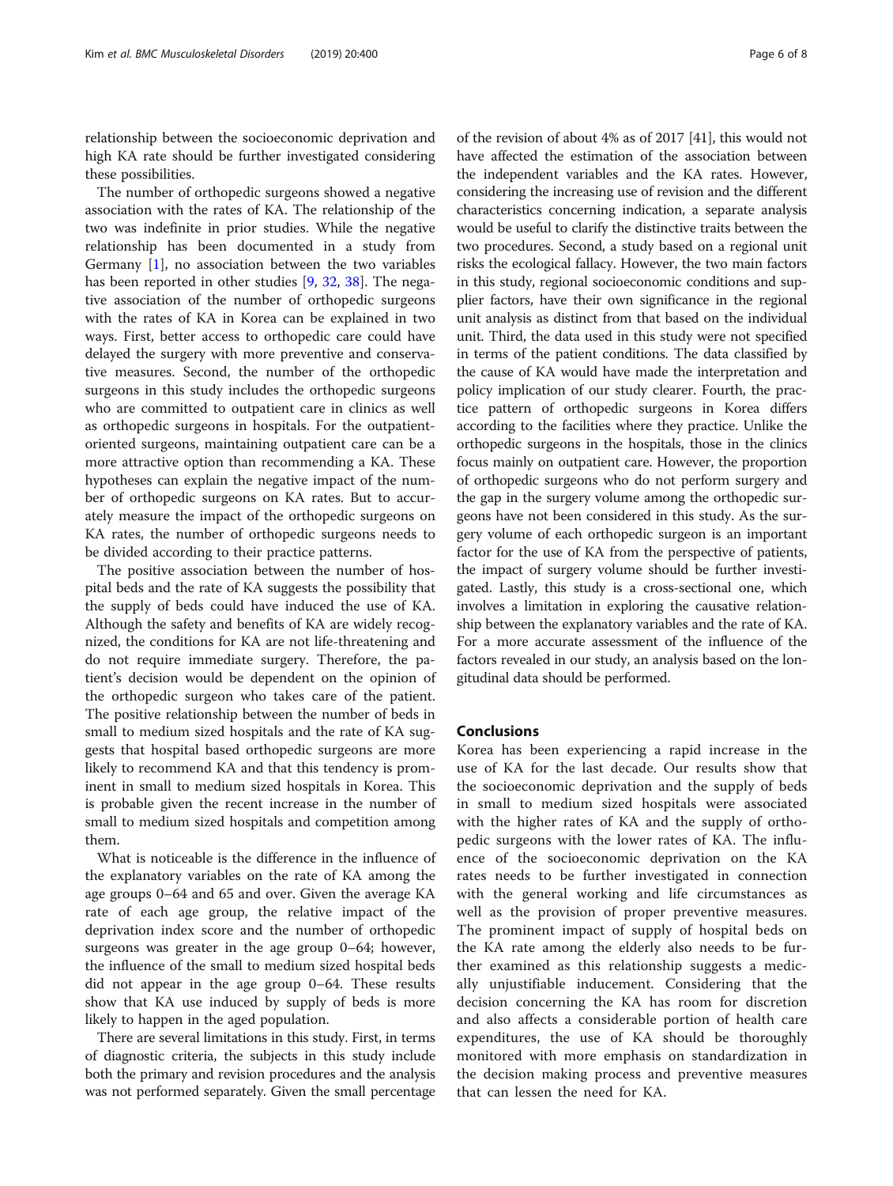relationship between the socioeconomic deprivation and high KA rate should be further investigated considering these possibilities.

The number of orthopedic surgeons showed a negative association with the rates of KA. The relationship of the two was indefinite in prior studies. While the negative relationship has been documented in a study from Germany [1], no association between the two variables has been reported in other studies [9, 32, 38]. The negative association of the number of orthopedic surgeons with the rates of KA in Korea can be explained in two ways. First, better access to orthopedic care could have delayed the surgery with more preventive and conservative measures. Second, the number of the orthopedic surgeons in this study includes the orthopedic surgeons who are committed to outpatient care in clinics as well as orthopedic surgeons in hospitals. For the outpatient-oriented surgeons, maintaining outpatient care can be a more attractive option than recommending a KA. These hypotheses can explain the negative impact of the number of orthopedic surgeons on KA rates. But to accurately measure the impact of the orthopedic surgeons on KA rates, the number of orthopedic surgeons needs to be divided according to their practice patterns.

The positive association between the number of hospital beds and the rate of KA suggests the possibility that the supply of beds could have induced the use of KA. Although the safety and benefits of KA are widely recognized, the conditions for KA are not life-threatening and do not require immediate surgery. Therefore, the patient's decision would be dependent on the opinion of the orthopedic surgeon who takes care of the patient. The positive relationship between the number of beds in small to medium sized hospitals and the rate of KA suggests that hospital based orthopedic surgeons are more likely to recommend KA and that this tendency is prominent in small to medium sized hospitals in Korea. This is probable given the recent increase in the number of small to medium sized hospitals and competition among them.

What is noticeable is the difference in the influence of the explanatory variables on the rate of KA among the age groups 0–64 and 65 and over. Given the average KA rate of each age group, the relative impact of the deprivation index score and the number of orthopedic surgeons was greater in the age group 0–64; however, the influence of the small to medium sized hospital beds did not appear in the age group 0–64. These results show that KA use induced by supply of beds is more likely to happen in the aged population.

There are several limitations in this study. First, in terms of diagnostic criteria, the subjects in this study include both the primary and revision procedures and the analysis was not performed separately. Given the small percentage of the revision of about 4% as of 2017 [41], this would not have affected the estimation of the association between the independent variables and the KA rates. However, considering the increasing use of revision and the different characteristics concerning indication, a separate analysis would be useful to clarify the distinctive traits between the two procedures. Second, a study based on a regional unit risks the ecological fallacy. However, the two main factors in this study, regional socioeconomic conditions and supplier factors, have their own significance in the regional unit analysis as distinct from that based on the individual unit. Third, the data used in this study were not specified in terms of the patient conditions. The data classified by the cause of KA would have made the interpretation and policy implication of our study clearer. Fourth, the practice pattern of orthopedic surgeons in Korea differs according to the facilities where they practice. Unlike the orthopedic surgeons in the hospitals, those in the clinics focus mainly on outpatient care. However, the proportion of orthopedic surgeons who do not perform surgery and the gap in the surgery volume among the orthopedic surgeons have not been considered in this study. As the surgery volume of each orthopedic surgeon is an important factor for the use of KA from the perspective of patients, the impact of surgery volume should be further investigated. Lastly, this study is a cross-sectional one, which involves a limitation in exploring the causative relationship between the explanatory variables and the rate of KA. For a more accurate assessment of the influence of the factors revealed in our study, an analysis based on the longitudinal data should be performed.

## Conclusions

Korea has been experiencing a rapid increase in the use of KA for the last decade. Our results show that the socioeconomic deprivation and the supply of beds in small to medium sized hospitals were associated with the higher rates of KA and the supply of orthopedic surgeons with the lower rates of KA. The influence of the socioeconomic deprivation on the KA rates needs to be further investigated in connection with the general working and life circumstances as well as the provision of proper preventive measures. The prominent impact of supply of hospital beds on the KA rate among the elderly also needs to be further examined as this relationship suggests a medically unjustifiable inducement. Considering that the decision concerning the KA has room for discretion and also affects a considerable portion of health care expenditures, the use of KA should be thoroughly monitored with more emphasis on standardization in the decision making process and preventive measures that can lessen the need for KA.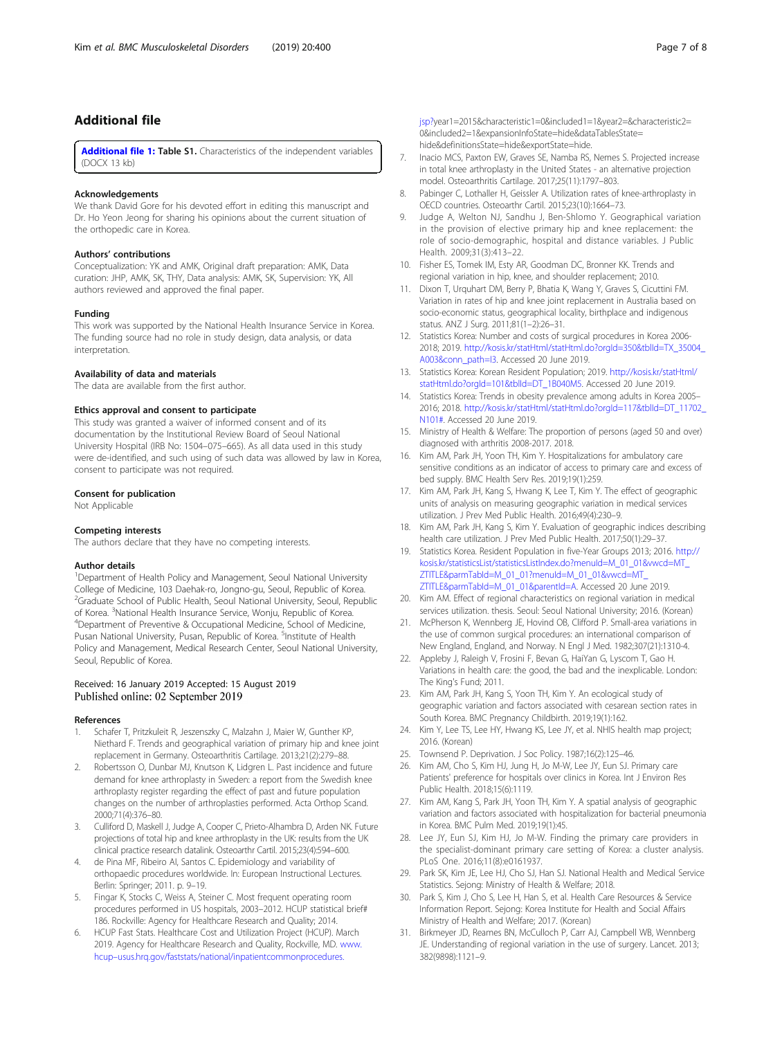## Additional file

**Additional file 1: Table S1.** Characteristics of the independent variables (DOCX 13 kb)

### Acknowledgements

We thank David Gore for his devoted effort in editing this manuscript and Dr. Ho Yeon Jeong for sharing his opinions about the current situation of the orthopedic care in Korea.

### Authors' contributions

Conceptualization: YK and AMK, Original draft preparation: AMK, Data curation: JHP, AMK, SK, THY, Data analysis: AMK, SK, Supervision: YK, All authors reviewed and approved the final paper.

### Funding

This work was supported by the National Health Insurance Service in Korea. The funding source had no role in study design, data analysis, or data interpretation.

### Availability of data and materials

The data are available from the first author.

### Ethics approval and consent to participate

This study was granted a waiver of informed consent and of its documentation by the Institutional Review Board of Seoul National University Hospital (IRB No: 1504–075–665). As all data used in this study were de-identified, and such using of such data was allowed by law in Korea, consent to participate was not required.

### Consent for publication

Not Applicable

### Competing interests

The authors declare that they have no competing interests.

### Author details

[1]Department of Health Policy and Management, Seoul National University College of Medicine, 103 Daehak-ro, Jongno-gu, Seoul, Republic of Korea. [2]Graduate School of Public Health, Seoul National University, Seoul, Republic of Korea. [3]National Health Insurance Service, Wonju, Republic of Korea. [4]Department of Preventive & Occupational Medicine, School of Medicine, Pusan National University, Pusan, Republic of Korea. [5]Institute of Health Policy and Management, Medical Research Center, Seoul National University, Seoul, Republic of Korea.

Received: 16 January 2019 Accepted: 15 August 2019
Published online: 02 September 2019

### References

1. Schafer T, Pritzkuleit R, Jeszenszky C, Malzahn J, Maier W, Gunther KP, Niethard F. Trends and geographical variation of primary hip and knee joint replacement in Germany. Osteoarthritis Cartilage. 2013;21(2):279–88.
2. Robertsson O, Dunbar MJ, Knutson K, Lidgren L. Past incidence and future demand for knee arthroplasty in Sweden: a report from the Swedish knee arthroplasty register regarding the effect of past and future population changes on the number of arthroplasties performed. Acta Orthop Scand. 2000;71(4):376–80.
3. Culliford D, Maskell J, Judge A, Cooper C, Prieto-Alhambra D, Arden NK. Future projections of total hip and knee arthroplasty in the UK: results from the UK clinical practice research datalink. Osteoarthr Cartil. 2015;23(4):594–600.
4. de Pina MF, Ribeiro AI, Santos C. Epidemiology and variability of orthopaedic procedures worldwide. In: European Instructional Lectures. Berlin: Springer; 2011. p. 9–19.
5. Fingar K, Stocks C, Weiss A, Steiner C. Most frequent operating room procedures performed in US hospitals, 2003–2012. HCUP statistical brief# 186. Rockville: Agency for Healthcare Research and Quality; 2014.
6. HCUP Fast Stats. Healthcare Cost and Utilization Project (HCUP). March 2019. Agency for Healthcare Research and Quality, Rockville, MD. www.hcup-usus.hrq.gov/faststats/national/inpatientcommonprocedures.jsp?year1=2015&characteristic1=0&included1=1&year2=&characteristic2=0&included2=1&expansionInfoState=hide&dataTablesState=hide&definitionsState=hide&exportState=hide.
7. Inacio MCS, Paxton EW, Graves SE, Namba RS, Nemes S. Projected increase in total knee arthroplasty in the United States - an alternative projection model. Osteoarthritis Cartilage. 2017;25(11):1797–803.
8. Pabinger C, Lothaller H, Geissler A. Utilization rates of knee-arthroplasty in OECD countries. Osteoarthr Cartil. 2015;23(10):1664–73.
9. Judge A, Welton NJ, Sandhu J, Ben-Shlomo Y. Geographical variation in the provision of elective primary hip and knee replacement: the role of socio-demographic, hospital and distance variables. J Public Health. 2009;31(3):413–22.
10. Fisher ES, Tomek IM, Esty AR, Goodman DC, Bronner KK. Trends and regional variation in hip, knee, and shoulder replacement; 2010.
11. Dixon T, Urquhart DM, Berry P, Bhatia K, Wang Y, Graves S, Cicuttini FM. Variation in rates of hip and knee joint replacement in Australia based on socio-economic status, geographical locality, birthplace and indigenous status. ANZ J Surg. 2011;81(1–2):26–31.
12. Statistics Korea: Number and costs of surgical procedures in Korea 2006-2018; 2019. http://kosis.kr/statHtml/statHtml.do?orgId=350&tblId=TX_35004_A003&conn_path=I3. Accessed 20 June 2019.
13. Statistics Korea: Korean Resident Population; 2019. http://kosis.kr/statHtml/statHtml.do?orgId=101&tblId=DT_1B040M5. Accessed 20 June 2019.
14. Statistics Korea: Trends in obesity prevalence among adults in Korea 2005–2016; 2018. http://kosis.kr/statHtml/statHtml.do?orgId=117&tblId=DT_11702_N101#. Accessed 20 June 2019.
15. Ministry of Health & Welfare: The proportion of persons (aged 50 and over) diagnosed with arthritis 2008-2017. 2018.
16. Kim AM, Park JH, Yoon TH, Kim Y. Hospitalizations for ambulatory care sensitive conditions as an indicator of access to primary care and excess of bed supply. BMC Health Serv Res. 2019;19(1):259.
17. Kim AM, Park JH, Kang S, Hwang K, Lee T, Kim Y. The effect of geographic units of analysis on measuring geographic variation in medical services utilization. J Prev Med Public Health. 2016;49(4):230–9.
18. Kim AM, Park JH, Kang S, Kim Y. Evaluation of geographic indices describing health care utilization. J Prev Med Public Health. 2017;50(1):29–37.
19. Statistics Korea. Resident Population in five-Year Groups 2013; 2016. http://kosis.kr/statisticsList/statisticsListIndex.do?menuId=M_01_01&vwcd=MT_ZTITLE&parmTabId=M_01_01?menuId=M_01_01&vwcd=MT_ZTITLE&parmTabId=M_01_01&parentId=A. Accessed 20 June 2019.
20. Kim AM. Effect of regional characteristics on regional variation in medical services utilization. thesis. Seoul: Seoul National University; 2016. (Korean)
21. McPherson K, Wennberg JE, Hovind OB, Clifford P. Small-area variations in the use of common surgical procedures: an international comparison of New England, England, and Norway. N Engl J Med. 1982;307(21):1310-4.
22. Appleby J, Raleigh V, Frosini F, Bevan G, HaiYan G, Lyscom T, Gao H. Variations in health care: the good, the bad and the inexplicable. London: The King's Fund; 2011.
23. Kim AM, Park JH, Kang S, Yoon TH, Kim Y. An ecological study of geographic variation and factors associated with cesarean section rates in South Korea. BMC Pregnancy Childbirth. 2019;19(1):162.
24. Kim Y, Lee TS, Lee HY, Hwang KS, Lee JY, et al. NHIS health map project; 2016. (Korean)
25. Townsend P. Deprivation. J Soc Policy. 1987;16(2):125–46.
26. Kim AM, Cho S, Kim HJ, Jung H, Jo M-W, Lee JY, Eun SJ. Primary care Patients' preference for hospitals over clinics in Korea. Int J Environ Res Public Health. 2018;15(6):1119.
27. Kim AM, Kang S, Park JH, Yoon TH, Kim Y. A spatial analysis of geographic variation and factors associated with hospitalization for bacterial pneumonia in Korea. BMC Pulm Med. 2019;19(1):45.
28. Lee JY, Eun SJ, Kim HJ, Jo M-W. Finding the primary care providers in the specialist-dominant primary care setting of Korea: a cluster analysis. PLoS One. 2016;11(8):e0161937.
29. Park SK, Kim JE, Lee HJ, Cho SJ, Han SJ. National Health and Medical Service Statistics. Sejong: Ministry of Health & Welfare; 2018.
30. Park S, Kim J, Cho S, Lee H, Han S, et al. Health Care Resources & Service Information Report. Sejong: Korea Institute for Health and Social Affairs Ministry of Health and Welfare; 2017. (Korean)
31. Birkmeyer JD, Reames BN, McCulloch P, Carr AJ, Campbell WB, Wennberg JE. Understanding of regional variation in the use of surgery. Lancet. 2013;382(9898):1121–9.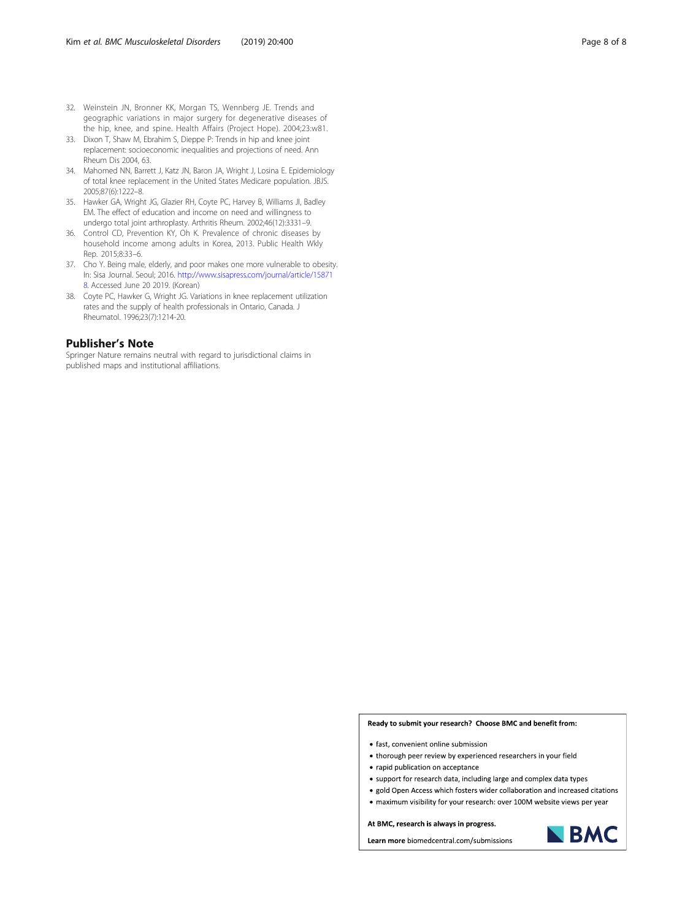32. Weinstein JN, Bronner KK, Morgan TS, Wennberg JE. Trends and geographic variations in major surgery for degenerative diseases of the hip, knee, and spine. Health Affairs (Project Hope). 2004;23:w81.
33. Dixon T, Shaw M, Ebrahim S, Dieppe P: Trends in hip and knee joint replacement: socioeconomic inequalities and projections of need. Ann Rheum Dis 2004, 63.
34. Mahomed NN, Barrett J, Katz JN, Baron JA, Wright J, Losina E. Epidemiology of total knee replacement in the United States Medicare population. JBJS. 2005;87(6):1222–8.
35. Hawker GA, Wright JG, Glazier RH, Coyte PC, Harvey B, Williams JI, Badley EM. The effect of education and income on need and willingness to undergo total joint arthroplasty. Arthritis Rheum. 2002;46(12):3331–9.
36. Control CD, Prevention KY, Oh K. Prevalence of chronic diseases by household income among adults in Korea, 2013. Public Health Wkly Rep. 2015;8:33–6.
37. Cho Y. Being male, elderly, and poor makes one more vulnerable to obesity. In: Sisa Journal. Seoul; 2016. http://www.sisapress.com/journal/article/158718. Accessed June 20 2019. (Korean)
38. Coyte PC, Hawker G, Wright JG. Variations in knee replacement utilization rates and the supply of health professionals in Ontario, Canada. J Rheumatol. 1996;23(7):1214-20.

## Publisher's Note

Springer Nature remains neutral with regard to jurisdictional claims in published maps and institutional affiliations.

**Ready to submit your research? Choose BMC and benefit from:**

- fast, convenient online submission
- thorough peer review by experienced researchers in your field
- rapid publication on acceptance
- support for research data, including large and complex data types
- gold Open Access which fosters wider collaboration and increased citations
- maximum visibility for your research: over 100M website views per year

**At BMC, research is always in progress.**

**Learn more** biomedcentral.com/submissions

BMC